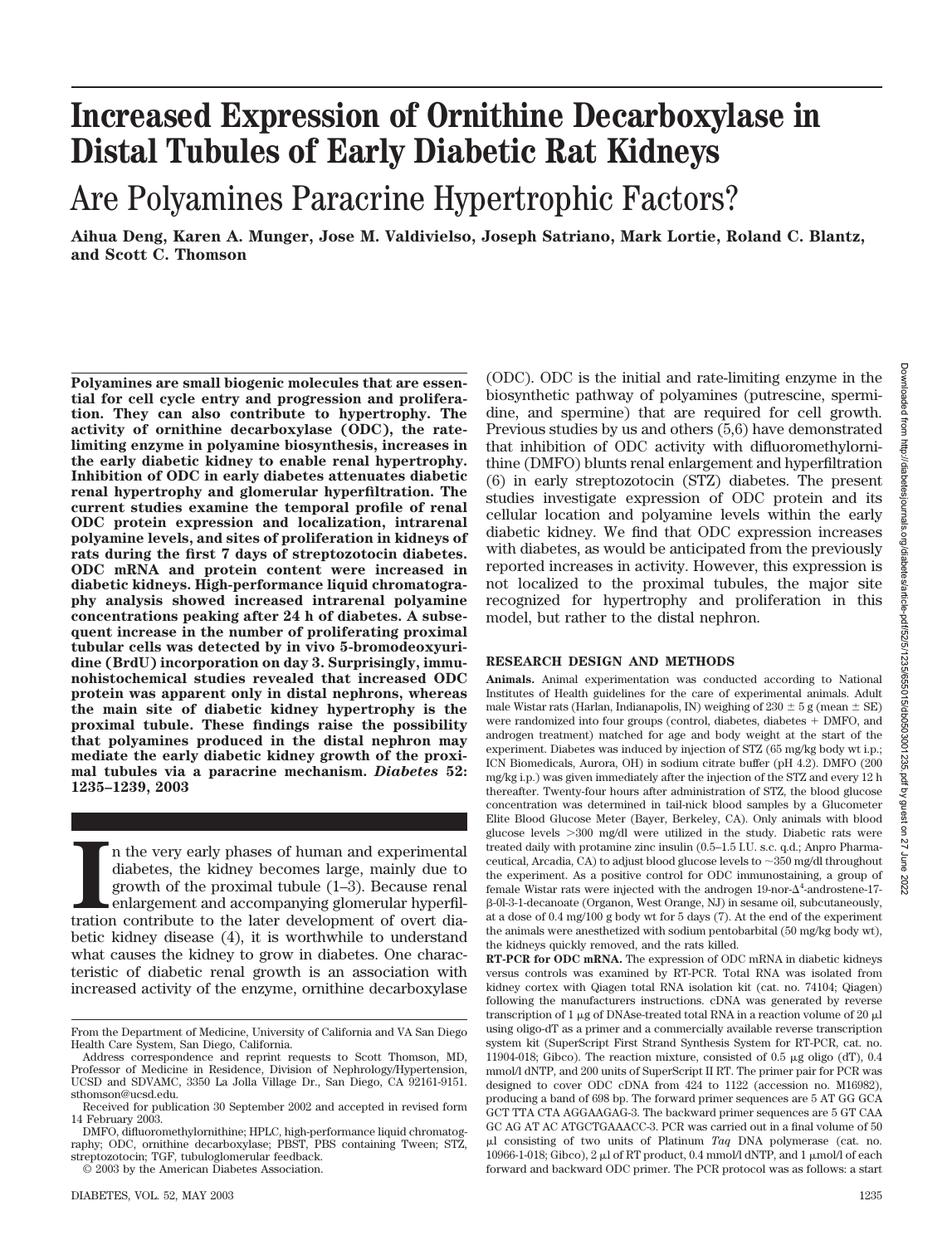# Increased Expression of Ornithine Decarboxylase in Distal Tubules of Early Diabetic Rat Kidneys

## Are Polyamines Paracrine Hypertrophic Factors?

**Aihua Deng, Karen A. Munger, Jose M. Valdivielso, Joseph Satriano, Mark Lortie, Roland C. Blantz, and Scott C. Thomson**

**Polyamines are small biogenic molecules that are essential for cell cycle entry and progression and proliferation. They can also contribute to hypertrophy. The activity of ornithine decarboxylase (ODC), the rate-limiting enzyme in polyamine biosynthesis, increases in the early diabetic kidney to enable renal hypertrophy. Inhibition of ODC in early diabetes attenuates diabetic renal hypertrophy and glomerular hyperfiltration. The current studies examine the temporal profile of renal ODC protein expression and localization, intrarenal polyamine levels, and sites of proliferation in kidneys of rats during the first 7 days of streptozotocin diabetes. ODC mRNA and protein content were increased in diabetic kidneys. High-performance liquid chromatography analysis showed increased intrarenal polyamine concentrations peaking after 24 h of diabetes. A subsequent increase in the number of proliferating proximal tubular cells was detected by in vivo 5-bromodeoxyuridine (BrdU) incorporation on day 3. Surprisingly, immunohistochemical studies revealed that increased ODC protein was apparent only in distal nephrons, whereas the main site of diabetic kidney hypertrophy is the proximal tubule. These findings raise the possibility that polyamines produced in the distal nephron may mediate the early diabetic kidney growth of the proximal tubules via a paracrine mechanism.** ***Diabetes* 52: 1235–1239, 2003**

In the very early phases of human and experimental diabetes, the kidney becomes large, mainly due to growth of the proximal tubule (1–3). Because renal enlargement and accompanying glomerular hyperfiltration contribute to the later development of overt diabetic kidney disease (4), it is worthwhile to understand what causes the kidney to grow in diabetes. One characteristic of diabetic renal growth is an association with increased activity of the enzyme, ornithine decarboxylase (ODC). ODC is the initial and rate-limiting enzyme in the biosynthetic pathway of polyamines (putrescine, spermidine, and spermine) that are required for cell growth. Previous studies by us and others (5,6) have demonstrated that inhibition of ODC activity with difluoromethylornithine (DMFO) blunts renal enlargement and hyperfiltration (6) in early streptozotocin (STZ) diabetes. The present studies investigate expression of ODC protein and its cellular location and polyamine levels within the early diabetic kidney. We find that ODC expression increases with diabetes, as would be anticipated from the previously reported increases in activity. However, this expression is not localized to the proximal tubules, the major site recognized for hypertrophy and proliferation in this model, but rather to the distal nephron.

## RESEARCH DESIGN AND METHODS

**Animals.** Animal experimentation was conducted according to National Institutes of Health guidelines for the care of experimental animals. Adult male Wistar rats (Harlan, Indianapolis, IN) weighing of 230 ± 5 g (mean ± SE) were randomized into four groups (control, diabetes, diabetes + DMFO, and androgen treatment) matched for age and body weight at the start of the experiment. Diabetes was induced by injection of STZ (65 mg/kg body wt i.p.; ICN Biomedicals, Aurora, OH) in sodium citrate buffer (pH 4.2). DMFO (200 mg/kg i.p.) was given immediately after the injection of the STZ and every 12 h thereafter. Twenty-four hours after administration of STZ, the blood glucose concentration was determined in tail-nick blood samples by a Glucometer Elite Blood Glucose Meter (Bayer, Berkeley, CA). Only animals with blood glucose levels >300 mg/dl were utilized in the study. Diabetic rats were treated daily with protamine zinc insulin (0.5–1.5 I.U. s.c. q.d.; Anpro Pharmaceutical, Arcadia, CA) to adjust blood glucose levels to ~350 mg/dl throughout the experiment. As a positive control for ODC immunostaining, a group of female Wistar rats were injected with the androgen 19-nor-$\Delta^4$-androstene-17-β-0l-3-1-decanoate (Organon, West Orange, NJ) in sesame oil, subcutaneously, at a dose of 0.4 mg/100 g body wt for 5 days (7). At the end of the experiment the animals were anesthetized with sodium pentobarbital (50 mg/kg body wt), the kidneys quickly removed, and the rats killed.

**RT-PCR for ODC mRNA.** The expression of ODC mRNA in diabetic kidneys versus controls was examined by RT-PCR. Total RNA was isolated from kidney cortex with Qiagen total RNA isolation kit (cat. no. 74104; Qiagen) following the manufacturers instructions. cDNA was generated by reverse transcription of 1 μg of DNAse-treated total RNA in a reaction volume of 20 μl using oligo-dT as a primer and a commercially available reverse transcription system kit (SuperScript First Strand Synthesis System for RT-PCR, cat. no. 11904-018; Gibco). The reaction mixture, consisted of 0.5 μg oligo (dT), 0.4 mmol/l dNTP, and 200 units of SuperScript II RT. The primer pair for PCR was designed to cover ODC cDNA from 424 to 1122 (accession no. M16982), producing a band of 698 bp. The forward primer sequences are 5 AT GG GCA GCT TTA CTA AGGAAGAG-3. The backward primer sequences are 5 GT CAA GC AG AT AC ATGCTGAAACC-3. PCR was carried out in a final volume of 50 μl consisting of two units of Platinum *Taq* DNA polymerase (cat. no. 10966-1-018; Gibco), 2 μl of RT product, 0.4 mmol/l dNTP, and 1 μmol/l of each forward and backward ODC primer. The PCR protocol was as follows: a start

From the Department of Medicine, University of California and VA San Diego Health Care System, San Diego, California.

Address correspondence and reprint requests to Scott Thomson, MD, Professor of Medicine in Residence, Division of Nephrology/Hypertension, UCSD and SDVAMC, 3350 La Jolla Village Dr., San Diego, CA 92161-9151. sthomson@ucsd.edu.

Received for publication 30 September 2002 and accepted in revised form 14 February 2003.

DMFO, difluoromethylornithine; HPLC, high-performance liquid chromatography; ODC, ornithine decarboxylase; PBST, PBS containing Tween; STZ, streptozotocin; TGF, tubuloglomerular feedback.

© 2003 by the American Diabetes Association.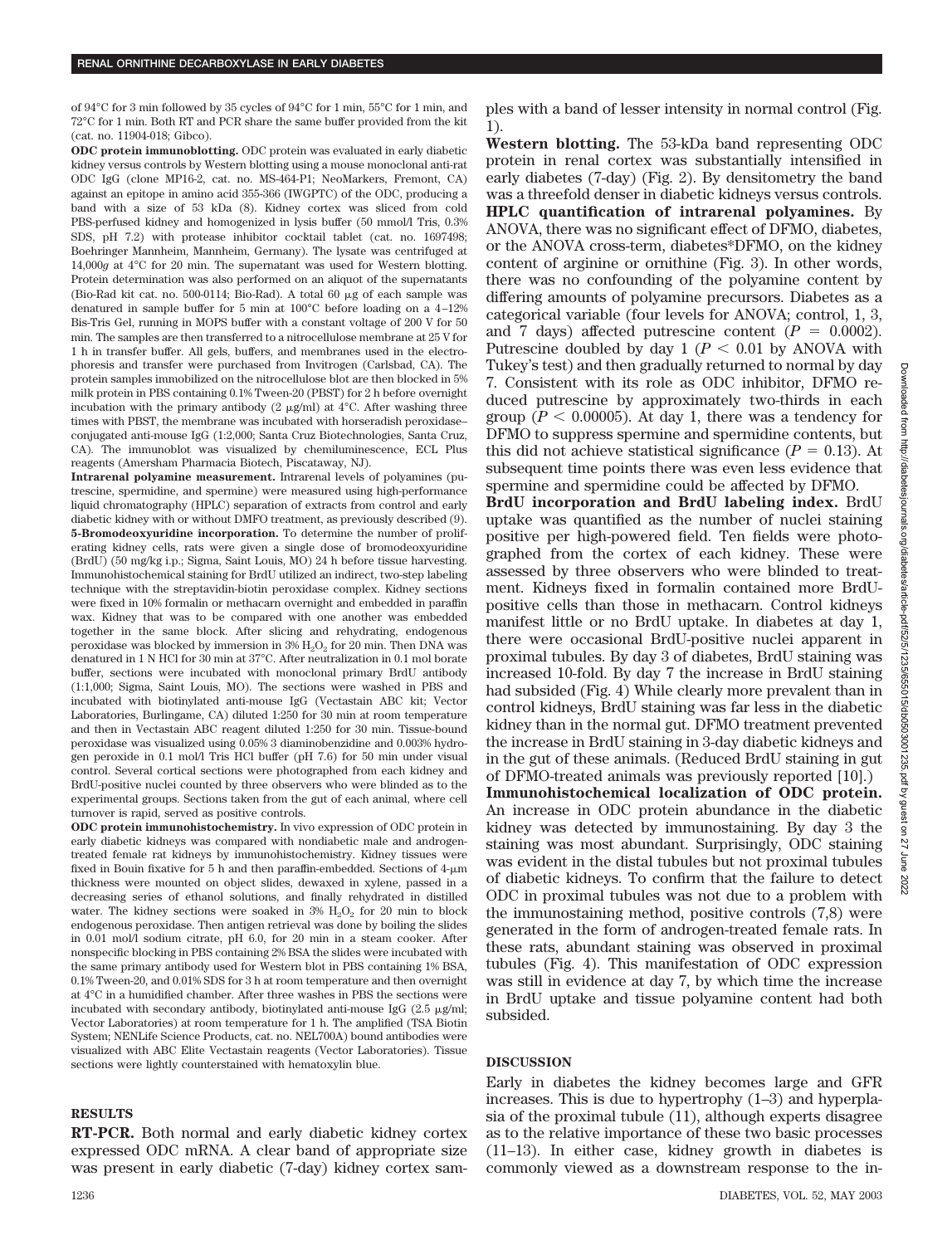of 94°C for 3 min followed by 35 cycles of 94°C for 1 min, 55°C for 1 min, and 72°C for 1 min. Both RT and PCR share the same buffer provided from the kit (cat. no. 11904-018; Gibco).

**ODC protein immunoblotting.** ODC protein was evaluated in early diabetic kidney versus controls by Western blotting using a mouse monoclonal anti-rat ODC IgG (clone MP16-2, cat. no. MS-464-P1; NeoMarkers, Fremont, CA) against an epitope in amino acid 355-366 (IWGPTC) of the ODC, producing a band with a size of 53 kDa (8). Kidney cortex was sliced from cold PBS-perfused kidney and homogenized in lysis buffer (50 mmol/l Tris, 0.3% SDS, pH 7.2) with protease inhibitor cocktail tablet (cat. no. 1697498; Boehringer Mannheim, Mannheim, Germany). The lysate was centrifuged at 14,000g at 4°C for 20 min. The supernatant was used for Western blotting. Protein determination was also performed on an aliquot of the supernatants (Bio-Rad kit cat. no. 500-0114; Bio-Rad). A total 60 μg of each sample was denatured in sample buffer for 5 min at 100°C before loading on a 4–12% Bis-Tris Gel, running in MOPS buffer with a constant voltage of 200 V for 50 min. The samples are then transferred to a nitrocellulose membrane at 25 V for 1 h in transfer buffer. All gels, buffers, and membranes used in the electrophoresis and transfer were purchased from Invitrogen (Carlsbad, CA). The protein samples immobilized on the nitrocellulose blot are then blocked in 5% milk protein in PBS containing 0.1% Tween-20 (PBST) for 2 h before overnight incubation with the primary antibody (2 μg/ml) at 4°C. After washing three times with PBST, the membrane was incubated with horseradish peroxidase–conjugated anti-mouse IgG (1:2,000; Santa Cruz Biotechnologies, Santa Cruz, CA). The immunoblot was visualized by chemiluminescence, ECL Plus reagents (Amersham Pharmacia Biotech, Piscataway, NJ).

**Intrarenal polyamine measurement.** Intrarenal levels of polyamines (putrescine, spermidine, and spermine) were measured using high-performance liquid chromatography (HPLC) separation of extracts from control and early diabetic kidney with or without DMFO treatment, as previously described (9).

**5-Bromodeoxyuridine incorporation.** To determine the number of proliferating kidney cells, rats were given a single dose of bromodeoxyuridine (BrdU) (50 mg/kg i.p.; Sigma, Saint Louis, MO) 24 h before tissue harvesting. Immunohistochemical staining for BrdU utilized an indirect, two-step labeling technique with the streptavidin-biotin peroxidase complex. Kidney sections were fixed in 10% formalin or methacarn overnight and embedded in paraffin wax. Kidney that was to be compared with one another was embedded together in the same block. After slicing and rehydrating, endogenous peroxidase was blocked by immersion in 3% $H_2O_2$ for 20 min. Then DNA was denatured in 1 N HCl for 30 min at 37°C. After neutralization in 0.1 mol borate buffer, sections were incubated with monoclonal primary BrdU antibody (1:1,000; Sigma, Saint Louis, MO). The sections were washed in PBS and incubated with biotinylated anti-mouse IgG (Vectastain ABC kit; Vector Laboratories, Burlingame, CA) diluted 1:250 for 30 min at room temperature and then in Vectastain ABC reagent diluted 1:250 for 30 min. Tissue-bound peroxidase was visualized using 0.05% 3 diaminobenzidine and 0.003% hydrogen peroxide in 0.1 mol/l Tris HCl buffer (pH 7.6) for 50 min under visual control. Several cortical sections were photographed from each kidney and BrdU-positive nuclei counted by three observers who were blinded as to the experimental groups. Sections taken from the gut of each animal, where cell turnover is rapid, served as positive controls.

**ODC protein immunohistochemistry.** In vivo expression of ODC protein in early diabetic kidneys was compared with nondiabetic male and androgen-treated female rat kidneys by immunohistochemistry. Kidney tissues were fixed in Bouin fixative for 5 h and then paraffin-embedded. Sections of 4-μm thickness were mounted on object slides, dewaxed in xylene, passed in a decreasing series of ethanol solutions, and finally rehydrated in distilled water. The kidney sections were soaked in 3% $H_2O_2$ for 20 min to block endogenous peroxidase. Then antigen retrieval was done by boiling the slides in 0.01 mol/l sodium citrate, pH 6.0, for 20 min in a steam cooker. After nonspecific blocking in PBS containing 2% BSA the slides were incubated with the same primary antibody used for Western blot in PBS containing 1% BSA, 0.1% Tween-20, and 0.01% SDS for 3 h at room temperature and then overnight at 4°C in a humidified chamber. After three washes in PBS the sections were incubated with secondary antibody, biotinylated anti-mouse IgG (2.5 μg/ml; Vector Laboratories) at room temperature for 1 h. The amplified (TSA Biotin System; NENLife Science Products, cat. no. NEL700A) bound antibodies were visualized with ABC Elite Vectastain reagents (Vector Laboratories). Tissue sections were lightly counterstained with hematoxylin blue.

## RESULTS

**RT-PCR.** Both normal and early diabetic kidney cortex expressed ODC mRNA. A clear band of appropriate size was present in early diabetic (7-day) kidney cortex samples with a band of lesser intensity in normal control (Fig. 1).

**Western blotting.** The 53-kDa band representing ODC protein in renal cortex was substantially intensified in early diabetes (7-day) (Fig. 2). By densitometry the band was a threefold denser in diabetic kidneys versus controls.

**HPLC quantification of intrarenal polyamines.** By ANOVA, there was no significant effect of DFMO, diabetes, or the ANOVA cross-term, diabetes*DFMO, on the kidney content of arginine or ornithine (Fig. 3). In other words, there was no confounding of the polyamine content by differing amounts of polyamine precursors. Diabetes as a categorical variable (four levels for ANOVA; control, 1, 3, and 7 days) affected putrescine content ($P = 0.0002$). Putrescine doubled by day 1 ($P < 0.01$ by ANOVA with Tukey's test) and then gradually returned to normal by day 7. Consistent with its role as ODC inhibitor, DFMO reduced putrescine by approximately two-thirds in each group ($P < 0.00005$). At day 1, there was a tendency for DFMO to suppress spermine and spermidine contents, but this did not achieve statistical significance ($P = 0.13$). At subsequent time points there was even less evidence that spermine and spermidine could be affected by DFMO.

**BrdU incorporation and BrdU labeling index.** BrdU uptake was quantified as the number of nuclei staining positive per high-powered field. Ten fields were photographed from the cortex of each kidney. These were assessed by three observers who were blinded to treatment. Kidneys fixed in formalin contained more BrdU-positive cells than those in methacarn. Control kidneys manifest little or no BrdU uptake. In diabetes at day 1, there were occasional BrdU-positive nuclei apparent in proximal tubules. By day 3 of diabetes, BrdU staining was increased 10-fold. By day 7 the increase in BrdU staining had subsided (Fig. 4) While clearly more prevalent than in control kidneys, BrdU staining was far less in the diabetic kidney than in the normal gut. DFMO treatment prevented the increase in BrdU staining in 3-day diabetic kidneys and in the gut of these animals. (Reduced BrdU staining in gut of DFMO-treated animals was previously reported [10].)

**Immunohistochemical localization of ODC protein.** An increase in ODC protein abundance in the diabetic kidney was detected by immunostaining. By day 3 the staining was most abundant. Surprisingly, ODC staining was evident in the distal tubules but not proximal tubules of diabetic kidneys. To confirm that the failure to detect ODC in proximal tubules was not due to a problem with the immunostaining method, positive controls (7,8) were generated in the form of androgen-treated female rats. In these rats, abundant staining was observed in proximal tubules (Fig. 4). This manifestation of ODC expression was still in evidence at day 7, by which time the increase in BrdU uptake and tissue polyamine content had both subsided.

## DISCUSSION

Early in diabetes the kidney becomes large and GFR increases. This is due to hypertrophy (1–3) and hyperplasia of the proximal tubule (11), although experts disagree as to the relative importance of these two basic processes (11–13). In either case, kidney growth in diabetes is commonly viewed as a downstream response to the in-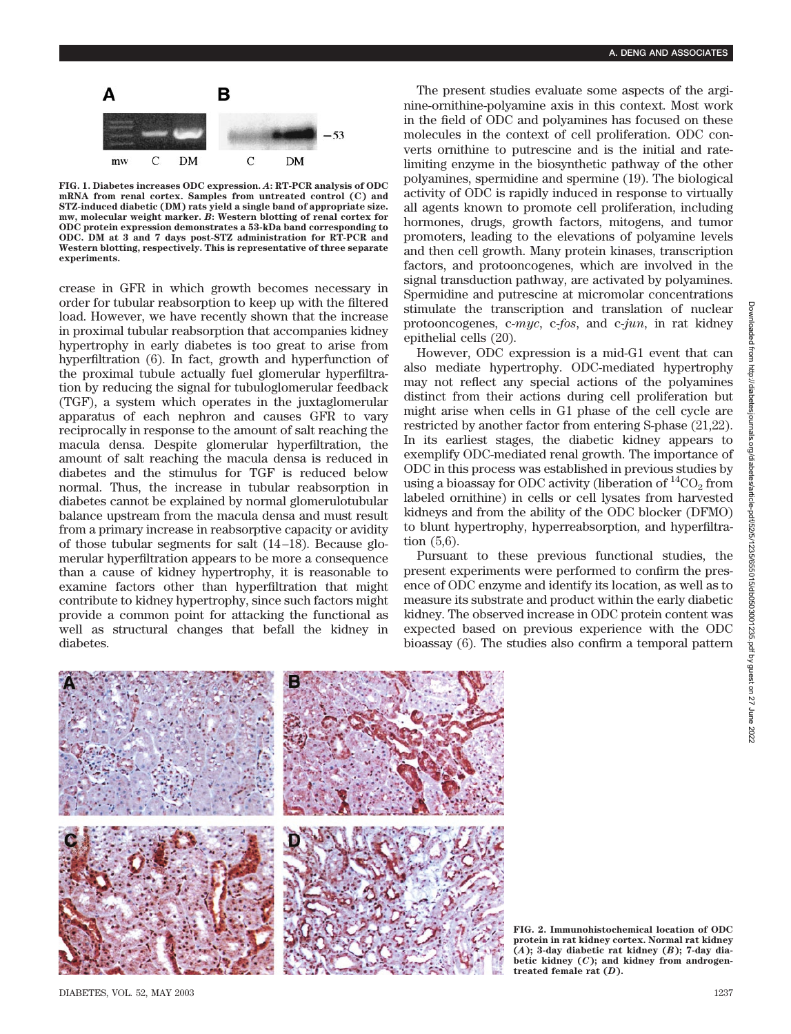FIG. 1. Diabetes increases ODC expression. *A*: RT-PCR analysis of ODC mRNA from renal cortex. Samples from untreated control (C) and STZ-induced diabetic (DM) rats yield a single band of appropriate size. mw, molecular weight marker. *B*: Western blotting of renal cortex for ODC protein expression demonstrates a 53-kDa band corresponding to ODC. DM at 3 and 7 days post-STZ administration for RT-PCR and Western blotting, respectively. This is representative of three separate experiments.

crease in GFR in which growth becomes necessary in order for tubular reabsorption to keep up with the filtered load. However, we have recently shown that the increase in proximal tubular reabsorption that accompanies kidney hypertrophy in early diabetes is too great to arise from hyperfiltration (6). In fact, growth and hyperfunction of the proximal tubule actually fuel glomerular hyperfiltration by reducing the signal for tubuloglomerular feedback (TGF), a system which operates in the juxtaglomerular apparatus of each nephron and causes GFR to vary reciprocally in response to the amount of salt reaching the macula densa. Despite glomerular hyperfiltration, the amount of salt reaching the macula densa is reduced in diabetes and the stimulus for TGF is reduced below normal. Thus, the increase in tubular reabsorption in diabetes cannot be explained by normal glomerulotubular balance upstream from the macula densa and must result from a primary increase in reabsorptive capacity or avidity of those tubular segments for salt (14–18). Because glomerular hyperfiltration appears to be more a consequence than a cause of kidney hypertrophy, it is reasonable to examine factors other than hyperfiltration that might contribute to kidney hypertrophy, since such factors might provide a common point for attacking the functional as well as structural changes that befall the kidney in diabetes.

The present studies evaluate some aspects of the arginine-ornithine-polyamine axis in this context. Most work in the field of ODC and polyamines has focused on these molecules in the context of cell proliferation. ODC converts ornithine to putrescine and is the initial and rate-limiting enzyme in the biosynthetic pathway of the other polyamines, spermidine and spermine (19). The biological activity of ODC is rapidly induced in response to virtually all agents known to promote cell proliferation, including hormones, drugs, growth factors, mitogens, and tumor promoters, leading to the elevations of polyamine levels and then cell growth. Many protein kinases, transcription factors, and protooncogenes, which are involved in the signal transduction pathway, are activated by polyamines. Spermidine and putrescine at micromolar concentrations stimulate the transcription and translation of nuclear protooncogenes, c-*myc*, c-*fos*, and c-*jun*, in rat kidney epithelial cells (20).

However, ODC expression is a mid-G1 event that can also mediate hypertrophy. ODC-mediated hypertrophy may not reflect any special actions of the polyamines distinct from their actions during cell proliferation but might arise when cells in G1 phase of the cell cycle are restricted by another factor from entering S-phase (21,22). In its earliest stages, the diabetic kidney appears to exemplify ODC-mediated renal growth. The importance of ODC in this process was established in previous studies by using a bioassay for ODC activity (liberation of $^{14}CO_2$ from labeled ornithine) in cells or cell lysates from harvested kidneys and from the ability of the ODC blocker (DFMO) to blunt hypertrophy, hyperreabsorption, and hyperfiltration (5,6).

Pursuant to these previous functional studies, the present experiments were performed to confirm the presence of ODC enzyme and identify its location, as well as to measure its substrate and product within the early diabetic kidney. The observed increase in ODC protein content was expected based on previous experience with the ODC bioassay (6). The studies also confirm a temporal pattern

FIG. 2. Immunohistochemical location of ODC protein in rat kidney cortex. Normal rat kidney (*A*); 3-day diabetic rat kidney (*B*); 7-day diabetic kidney (*C*); and kidney from androgen-treated female rat (*D*).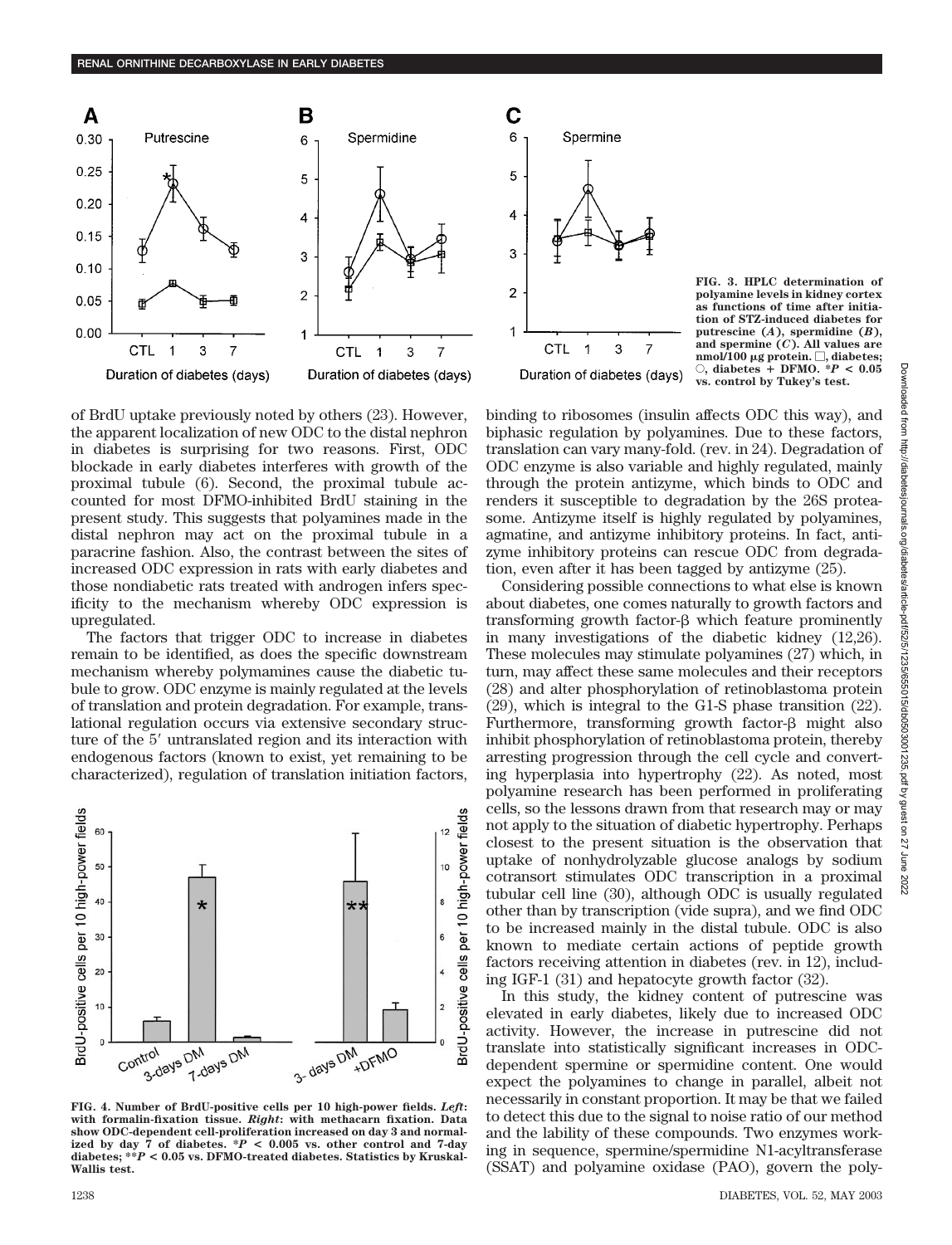FIG. 3. HPLC determination of polyamine levels in kidney cortex as functions of time after initiation of STZ-induced diabetes for putrescine (*A*), spermidine (*B*), and spermine (*C*). All values are nmol/100 μg protein. □, diabetes; ○, diabetes + DFMO. \*$P < 0.05$ vs. control by Tukey's test.

of BrdU uptake previously noted by others (23). However, the apparent localization of new ODC to the distal nephron in diabetes is surprising for two reasons. First, ODC blockade in early diabetes interferes with growth of the proximal tubule (6). Second, the proximal tubule accounted for most DFMO-inhibited BrdU staining in the present study. This suggests that polyamines made in the distal nephron may act on the proximal tubule in a paracrine fashion. Also, the contrast between the sites of increased ODC expression in rats with early diabetes and those nondiabetic rats treated with androgen infers specificity to the mechanism whereby ODC expression is upregulated.

The factors that trigger ODC to increase in diabetes remain to be identified, as does the specific downstream mechanism whereby polymamines cause the diabetic tubule to grow. ODC enzyme is mainly regulated at the levels of translation and protein degradation. For example, translational regulation occurs via extensive secondary structure of the 5′ untranslated region and its interaction with endogenous factors (known to exist, yet remaining to be characterized), regulation of translation initiation factors, binding to ribosomes (insulin affects ODC this way), and biphasic regulation by polyamines. Due to these factors, translation can vary many-fold. (rev. in 24). Degradation of ODC enzyme is also variable and highly regulated, mainly through the protein antizyme, which binds to ODC and renders it susceptible to degradation by the 26S proteasome. Antizyme itself is highly regulated by polyamines, agmatine, and antizyme inhibitory proteins. In fact, antizyme inhibitory proteins can rescue ODC from degradation, even after it has been tagged by antizyme (25).

FIG. 4. Number of BrdU-positive cells per 10 high-power fields. *Left*: with formalin-fixation tissue. *Right*: with methacarn fixation. Data show ODC-dependent cell-proliferation increased on day 3 and normalized by day 7 of diabetes. \*$P < 0.005$ vs. other control and 7-day diabetes; \*\*$P < 0.05$ vs. DFMO-treated diabetes. Statistics by Kruskal-Wallis test.

Considering possible connections to what else is known about diabetes, one comes naturally to growth factors and transforming growth factor-β which feature prominently in many investigations of the diabetic kidney (12,26). These molecules may stimulate polyamines (27) which, in turn, may affect these same molecules and their receptors (28) and alter phosphorylation of retinoblastoma protein (29), which is integral to the G1-S phase transition (22). Furthermore, transforming growth factor-β might also inhibit phosphorylation of retinoblastoma protein, thereby arresting progression through the cell cycle and converting hyperplasia into hypertrophy (22). As noted, most polyamine research has been performed in proliferating cells, so the lessons drawn from that research may or may not apply to the situation of diabetic hypertrophy. Perhaps closest to the present situation is the observation that uptake of nonhydrolyzable glucose analogs by sodium cotransort stimulates ODC transcription in a proximal tubular cell line (30), although ODC is usually regulated other than by transcription (vide supra), and we find ODC to be increased mainly in the distal tubule. ODC is also known to mediate certain actions of peptide growth factors receiving attention in diabetes (rev. in 12), including IGF-1 (31) and hepatocyte growth factor (32).

In this study, the kidney content of putrescine was elevated in early diabetes, likely due to increased ODC activity. However, the increase in putrescine did not translate into statistically significant increases in ODC-dependent spermine or spermidine content. One would expect the polyamines to change in parallel, albeit not necessarily in constant proportion. It may be that we failed to detect this due to the signal to noise ratio of our method and the lability of these compounds. Two enzymes working in sequence, spermine/spermidine N1-acyltransferase (SSAT) and polyamine oxidase (PAO), govern the poly-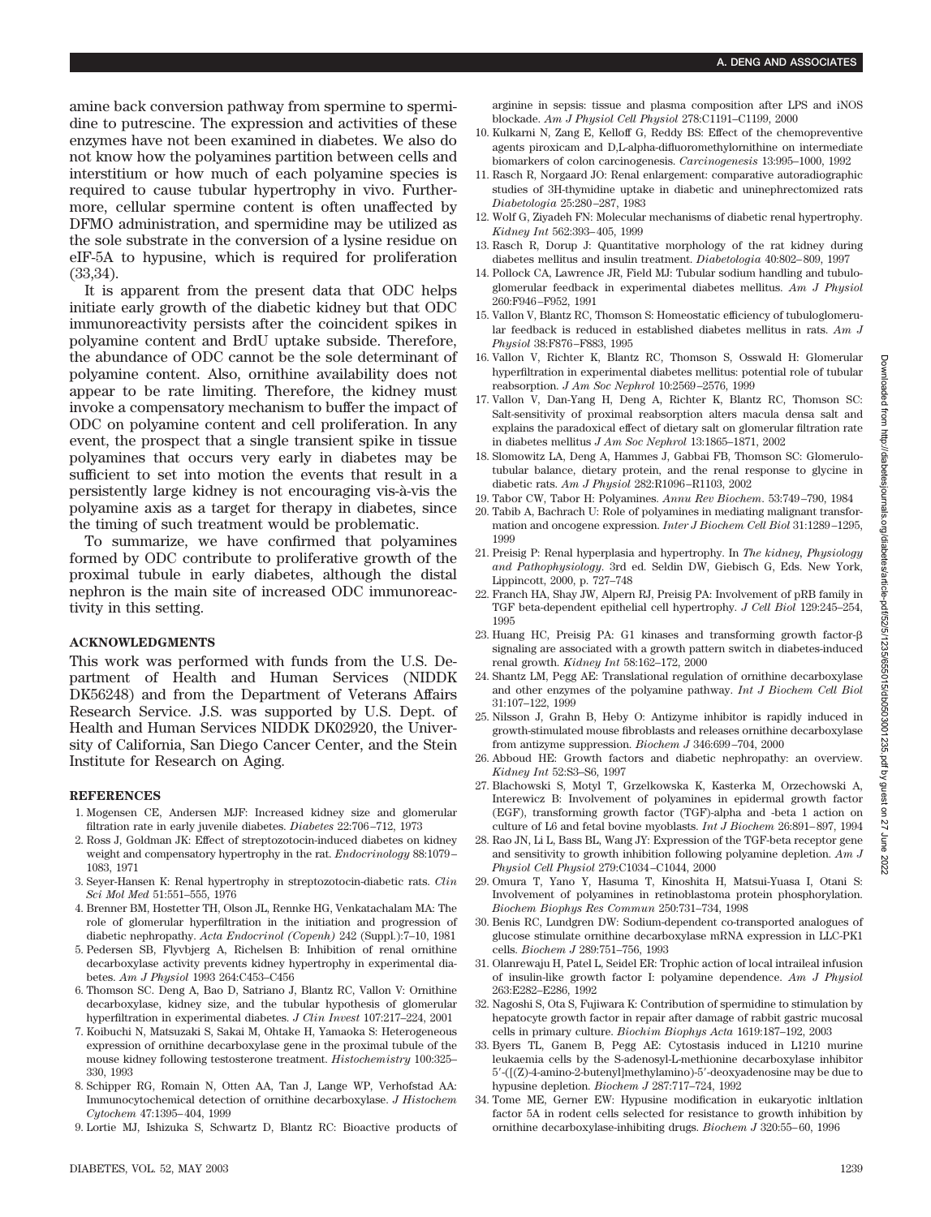amine back conversion pathway from spermine to spermidine to putrescine. The expression and activities of these enzymes have not been examined in diabetes. We also do not know how the polyamines partition between cells and interstitium or how much of each polyamine species is required to cause tubular hypertrophy in vivo. Furthermore, cellular spermine content is often unaffected by DFMO administration, and spermidine may be utilized as the sole substrate in the conversion of a lysine residue on eIF-5A to hypusine, which is required for proliferation (33,34).

It is apparent from the present data that ODC helps initiate early growth of the diabetic kidney but that ODC immunoreactivity persists after the coincident spikes in polyamine content and BrdU uptake subside. Therefore, the abundance of ODC cannot be the sole determinant of polyamine content. Also, ornithine availability does not appear to be rate limiting. Therefore, the kidney must invoke a compensatory mechanism to buffer the impact of ODC on polyamine content and cell proliferation. In any event, the prospect that a single transient spike in tissue polyamines that occurs very early in diabetes may be sufficient to set into motion the events that result in a persistently large kidney is not encouraging vis-à-vis the polyamine axis as a target for therapy in diabetes, since the timing of such treatment would be problematic.

To summarize, we have confirmed that polyamines formed by ODC contribute to proliferative growth of the proximal tubule in early diabetes, although the distal nephron is the main site of increased ODC immunoreactivity in this setting.

## ACKNOWLEDGMENTS

This work was performed with funds from the U.S. Department of Health and Human Services (NIDDK DK56248) and from the Department of Veterans Affairs Research Service. J.S. was supported by U.S. Dept. of Health and Human Services NIDDK DK02920, the University of California, San Diego Cancer Center, and the Stein Institute for Research on Aging.

## REFERENCES

1. Mogensen CE, Andersen MJF: Increased kidney size and glomerular filtration rate in early juvenile diabetes. *Diabetes* 22:706–712, 1973
2. Ross J, Goldman JK: Effect of streptozotocin-induced diabetes on kidney weight and compensatory hypertrophy in the rat. *Endocrinology* 88:1079–1083, 1971
3. Seyer-Hansen K: Renal hypertrophy in streptozotocin-diabetic rats. *Clin Sci Mol Med* 51:551–555, 1976
4. Brenner BM, Hostetter TH, Olson JL, Rennke HG, Venkatachalam MA: The role of glomerular hyperfiltration in the initiation and progression of diabetic nephropathy. *Acta Endocrinol (Copenh)* 242 (Suppl.):7–10, 1981
5. Pedersen SB, Flyvbjerg A, Richelsen B: Inhibition of renal ornithine decarboxylase activity prevents kidney hypertrophy in experimental diabetes. *Am J Physiol* 1993 264:C453–C456
6. Thomson SC. Deng A, Bao D, Satriano J, Blantz RC, Vallon V: Ornithine decarboxylase, kidney size, and the tubular hypothesis of glomerular hyperfiltration in experimental diabetes. *J Clin Invest* 107:217–224, 2001
7. Koibuchi N, Matsuzaki S, Sakai M, Ohtake H, Yamaoka S: Heterogeneous expression of ornithine decarboxylase gene in the proximal tubule of the mouse kidney following testosterone treatment. *Histochemistry* 100:325–330, 1993
8. Schipper RG, Romain N, Otten AA, Tan J, Lange WP, Verhofstad AA: Immunocytochemical detection of ornithine decarboxylase. *J Histochem Cytochem* 47:1395–404, 1999
9. Lortie MJ, Ishizuka S, Schwartz D, Blantz RC: Bioactive products of arginine in sepsis: tissue and plasma composition after LPS and iNOS blockade. *Am J Physiol Cell Physiol* 278:C1191–C1199, 2000
10. Kulkarni N, Zang E, Kelloff G, Reddy BS: Effect of the chemopreventive agents piroxicam and D,L-alpha-difluoromethylornithine on intermediate biomarkers of colon carcinogenesis. *Carcinogenesis* 13:995–1000, 1992
11. Rasch R, Norgaard JO: Renal enlargement: comparative autoradiographic studies of 3H-thymidine uptake in diabetic and uninephrectomized rats *Diabetologia* 25:280–287, 1983
12. Wolf G, Ziyadeh FN: Molecular mechanisms of diabetic renal hypertrophy. *Kidney Int* 562:393–405, 1999
13. Rasch R, Dorup J: Quantitative morphology of the rat kidney during diabetes mellitus and insulin treatment. *Diabetologia* 40:802–809, 1997
14. Pollock CA, Lawrence JR, Field MJ: Tubular sodium handling and tubuloglomerular feedback in experimental diabetes mellitus. *Am J Physiol* 260:F946–F952, 1991
15. Vallon V, Blantz RC, Thomson S: Homeostatic efficiency of tubuloglomerular feedback is reduced in established diabetes mellitus in rats. *Am J Physiol* 38:F876–F883, 1995
16. Vallon V, Richter K, Blantz RC, Thomson S, Osswald H: Glomerular hyperfiltration in experimental diabetes mellitus: potential role of tubular reabsorption. *J Am Soc Nephrol* 10:2569–2576, 1999
17. Vallon V, Dan-Yang H, Deng A, Richter K, Blantz RC, Thomson SC: Salt-sensitivity of proximal reabsorption alters macula densa salt and explains the paradoxical effect of dietary salt on glomerular filtration rate in diabetes mellitus *J Am Soc Nephrol* 13:1865–1871, 2002
18. Slomowitz LA, Deng A, Hammes J, Gabbai FB, Thomson SC: Glomerulotubular balance, dietary protein, and the renal response to glycine in diabetic rats. *Am J Physiol* 282:R1096–R1103, 2002
19. Tabor CW, Tabor H: Polyamines. *Annu Rev Biochem.* 53:749–790, 1984
20. Tabib A, Bachrach U: Role of polyamines in mediating malignant transformation and oncogene expression. *Inter J Biochem Cell Biol* 31:1289–1295, 1999
21. Preisig P: Renal hyperplasia and hypertrophy. In *The kidney, Physiology and Pathophysiology*. 3rd ed. Seldin DW, Giebisch G, Eds. New York, Lippincott, 2000, p. 727–748
22. Franch HA, Shay JW, Alpern RJ, Preisig PA: Involvement of pRB family in TGF beta-dependent epithelial cell hypertrophy. *J Cell Biol* 129:245–254, 1995
23. Huang HC, Preisig PA: G1 kinases and transforming growth factor-β signaling are associated with a growth pattern switch in diabetes-induced renal growth. *Kidney Int* 58:162–172, 2000
24. Shantz LM, Pegg AE: Translational regulation of ornithine decarboxylase and other enzymes of the polyamine pathway. *Int J Biochem Cell Biol* 31:107–122, 1999
25. Nilsson J, Grahn B, Heby O: Antizyme inhibitor is rapidly induced in growth-stimulated mouse fibroblasts and releases ornithine decarboxylase from antizyme suppression. *Biochem J* 346:699–704, 2000
26. Abboud HE: Growth factors and diabetic nephropathy: an overview. *Kidney Int* 52:S3–S6, 1997
27. Blachowski S, Motyl T, Grzelkowska K, Kasterka M, Orzechowski A, Interewicz B: Involvement of polyamines in epidermal growth factor (EGF), transforming growth factor (TGF)-alpha and -beta 1 action on culture of L6 and fetal bovine myoblasts. *Int J Biochem* 26:891–897, 1994
28. Rao JN, Li L, Bass BL, Wang JY: Expression of the TGF-beta receptor gene and sensitivity to growth inhibition following polyamine depletion. *Am J Physiol Cell Physiol* 279:C1034–C1044, 2000
29. Omura T, Yano Y, Hasuma T, Kinoshita H, Matsui-Yuasa I, Otani S: Involvement of polyamines in retinoblastoma protein phosphorylation. *Biochem Biophys Res Commun* 250:731–734, 1998
30. Benis RC, Lundgren DW: Sodium-dependent co-transported analogues of glucose stimulate ornithine decarboxylase mRNA expression in LLC-PK1 cells. *Biochem J* 289:751–756, 1993
31. Olanrewaju H, Patel L, Seidel ER: Trophic action of local intraileal infusion of insulin-like growth factor I: polyamine dependence. *Am J Physiol* 263:E282–E286, 1992
32. Nagoshi S, Ota S, Fujiwara K: Contribution of spermidine to stimulation by hepatocyte growth factor in repair after damage of rabbit gastric mucosal cells in primary culture. *Biochim Biophys Acta* 1619:187–192, 2003
33. Byers TL, Ganem B, Pegg AE: Cytostasis induced in L1210 murine leukaemia cells by the S-adenosyl-L-methionine decarboxylase inhibitor 5′-([(Z)-4-amino-2-butenyl]methylamino)-5′-deoxyadenosine may be due to hypusine depletion. *Biochem J* 287:717–724, 1992
34. Tome ME, Gerner EW: Hypusine modification in eukaryotic inltlation factor 5A in rodent cells selected for resistance to growth inhibition by ornithine decarboxylase-inhibiting drugs. *Biochem J* 320:55–60, 1996